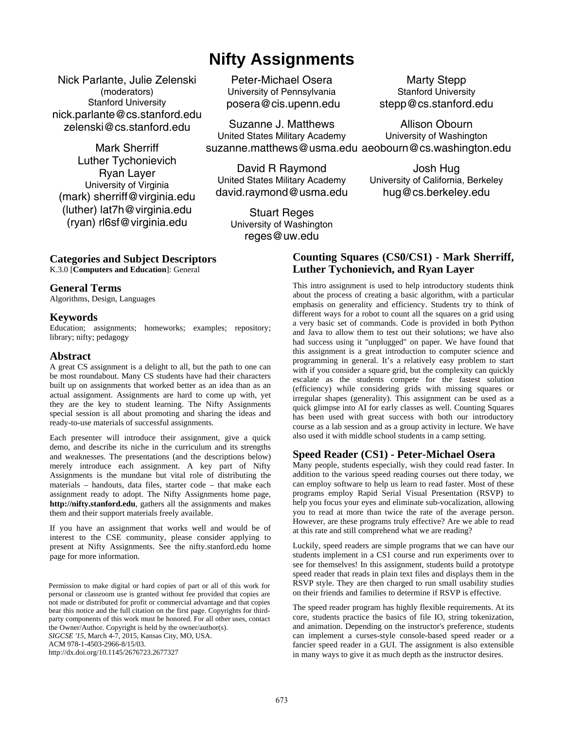# Nifty Assignments

Nick Parlante, Julie Zelenski
(moderators)
Stanford University
nick.parlante@cs.stanford.edu
zelenski@cs.stanford.edu

Peter-Michael Osera
University of Pennsylvania
posera@cis.upenn.edu

Marty Stepp
Stanford University
stepp@cs.stanford.edu

Mark Sherriff
Luther Tychonievich
Ryan Layer
University of Virginia
(mark) sherriff@virginia.edu
(luther) lat7h@virginia.edu
(ryan) rl6sf@virginia.edu

Suzanne J. Matthews
United States Military Academy
suzanne.matthews@usma.edu

Allison Obourn
University of Washington
aeobourn@cs.washington.edu

David R Raymond
United States Military Academy
david.raymond@usma.edu

Josh Hug
University of California, Berkeley
hug@cs.berkeley.edu

Stuart Reges
University of Washington
reges@uw.edu

## Categories and Subject Descriptors

K.3.0 [**Computers and Education**]: General

## General Terms

Algorithms, Design, Languages

## Keywords

Education; assignments; homeworks; examples; repository; library; nifty; pedagogy

## Abstract

A great CS assignment is a delight to all, but the path to one can be most roundabout. Many CS students have had their characters built up on assignments that worked better as an idea than as an actual assignment. Assignments are hard to come up with, yet they are the key to student learning. The Nifty Assignments special session is all about promoting and sharing the ideas and ready-to-use materials of successful assignments.

Each presenter will introduce their assignment, give a quick demo, and describe its niche in the curriculum and its strengths and weaknesses. The presentations (and the descriptions below) merely introduce each assignment. A key part of Nifty Assignments is the mundane but vital role of distributing the materials – handouts, data files, starter code – that make each assignment ready to adopt. The Nifty Assignments home page, **http://nifty.stanford.edu**, gathers all the assignments and makes them and their support materials freely available.

If you have an assignment that works well and would be of interest to the CSE community, please consider applying to present at Nifty Assignments. See the nifty.stanford.edu home page for more information.

Permission to make digital or hard copies of part or all of this work for personal or classroom use is granted without fee provided that copies are not made or distributed for profit or commercial advantage and that copies bear this notice and the full citation on the first page. Copyrights for third-party components of this work must be honored. For all other uses, contact the Owner/Author. Copyright is held by the owner/author(s).
*SIGCSE '15*, March 4-7, 2015, Kansas City, MO, USA.
ACM 978-1-4503-2966-8/15/03.
http://dx.doi.org/10.1145/2676723.2677327

## Counting Squares (CS0/CS1) - Mark Sherriff, Luther Tychonievich, and Ryan Layer

This intro assignment is used to help introductory students think about the process of creating a basic algorithm, with a particular emphasis on generality and efficiency. Students try to think of different ways for a robot to count all the squares on a grid using a very basic set of commands. Code is provided in both Python and Java to allow them to test out their solutions; we have also had success using it "unplugged" on paper. We have found that this assignment is a great introduction to computer science and programming in general. It's a relatively easy problem to start with if you consider a square grid, but the complexity can quickly escalate as the students compete for the fastest solution (efficiency) while considering grids with missing squares or irregular shapes (generality). This assignment can be used as a quick glimpse into AI for early classes as well. Counting Squares has been used with great success with both our introductory course as a lab session and as a group activity in lecture. We have also used it with middle school students in a camp setting.

## Speed Reader (CS1) - Peter-Michael Osera

Many people, students especially, wish they could read faster. In addition to the various speed reading courses out there today, we can employ software to help us learn to read faster. Most of these programs employ Rapid Serial Visual Presentation (RSVP) to help you focus your eyes and eliminate sub-vocalization, allowing you to read at more than twice the rate of the average person. However, are these programs truly effective? Are we able to read at this rate and still comprehend what we are reading?

Luckily, speed readers are simple programs that we can have our students implement in a CS1 course and run experiments over to see for themselves! In this assignment, students build a prototype speed reader that reads in plain text files and displays them in the RSVP style. They are then charged to run small usability studies on their friends and families to determine if RSVP is effective.

The speed reader program has highly flexible requirements. At its core, students practice the basics of file IO, string tokenization, and animation. Depending on the instructor's preference, students can implement a curses-style console-based speed reader or a fancier speed reader in a GUI. The assignment is also extensible in many ways to give it as much depth as the instructor desires.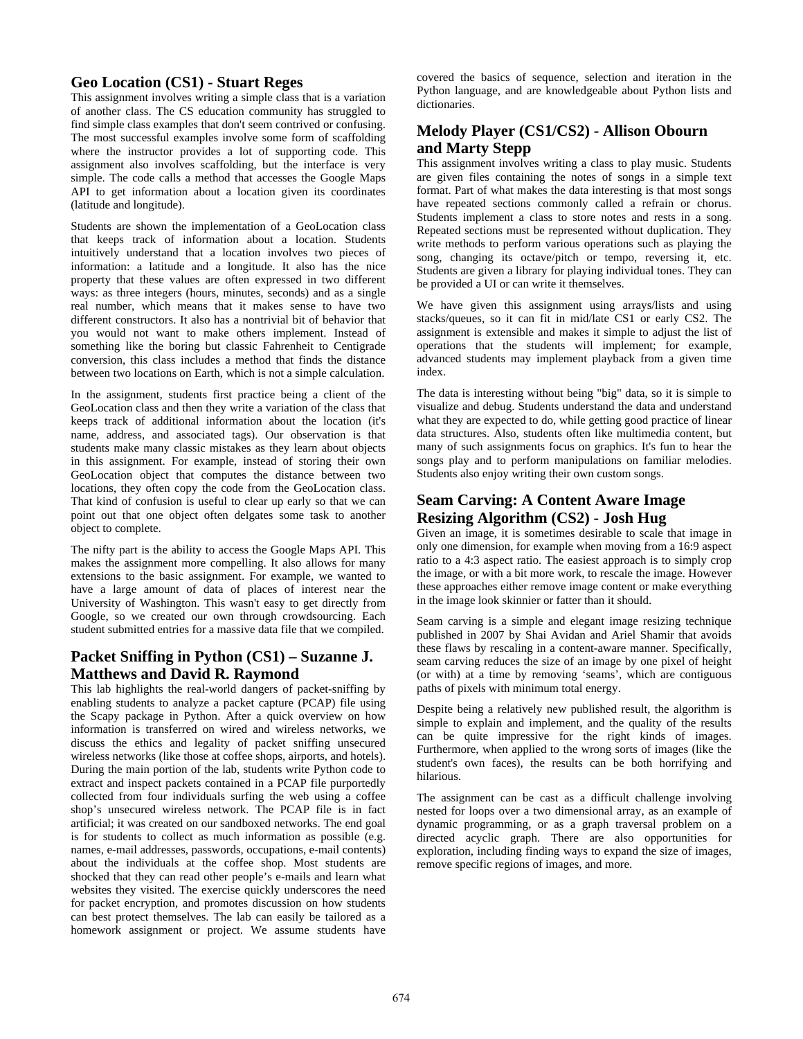## Geo Location (CS1) - Stuart Reges

This assignment involves writing a simple class that is a variation of another class. The CS education community has struggled to find simple class examples that don't seem contrived or confusing. The most successful examples involve some form of scaffolding where the instructor provides a lot of supporting code. This assignment also involves scaffolding, but the interface is very simple. The code calls a method that accesses the Google Maps API to get information about a location given its coordinates (latitude and longitude).

Students are shown the implementation of a GeoLocation class that keeps track of information about a location. Students intuitively understand that a location involves two pieces of information: a latitude and a longitude. It also has the nice property that these values are often expressed in two different ways: as three integers (hours, minutes, seconds) and as a single real number, which means that it makes sense to have two different constructors. It also has a nontrivial bit of behavior that you would not want to make others implement. Instead of something like the boring but classic Fahrenheit to Centigrade conversion, this class includes a method that finds the distance between two locations on Earth, which is not a simple calculation.

In the assignment, students first practice being a client of the GeoLocation class and then they write a variation of the class that keeps track of additional information about the location (it's name, address, and associated tags). Our observation is that students make many classic mistakes as they learn about objects in this assignment. For example, instead of storing their own GeoLocation object that computes the distance between two locations, they often copy the code from the GeoLocation class. That kind of confusion is useful to clear up early so that we can point out that one object often delgates some task to another object to complete.

The nifty part is the ability to access the Google Maps API. This makes the assignment more compelling. It also allows for many extensions to the basic assignment. For example, we wanted to have a large amount of data of places of interest near the University of Washington. This wasn't easy to get directly from Google, so we created our own through crowdsourcing. Each student submitted entries for a massive data file that we compiled.

## Packet Sniffing in Python (CS1) – Suzanne J. Matthews and David R. Raymond

This lab highlights the real-world dangers of packet-sniffing by enabling students to analyze a packet capture (PCAP) file using the Scapy package in Python. After a quick overview on how information is transferred on wired and wireless networks, we discuss the ethics and legality of packet sniffing unsecured wireless networks (like those at coffee shops, airports, and hotels). During the main portion of the lab, students write Python code to extract and inspect packets contained in a PCAP file purportedly collected from four individuals surfing the web using a coffee shop's unsecured wireless network. The PCAP file is in fact artificial; it was created on our sandboxed networks. The end goal is for students to collect as much information as possible (e.g. names, e-mail addresses, passwords, occupations, e-mail contents) about the individuals at the coffee shop. Most students are shocked that they can read other people's e-mails and learn what websites they visited. The exercise quickly underscores the need for packet encryption, and promotes discussion on how students can best protect themselves. The lab can easily be tailored as a homework assignment or project. We assume students have covered the basics of sequence, selection and iteration in the Python language, and are knowledgeable about Python lists and dictionaries.

## Melody Player (CS1/CS2) - Allison Obourn and Marty Stepp

This assignment involves writing a class to play music. Students are given files containing the notes of songs in a simple text format. Part of what makes the data interesting is that most songs have repeated sections commonly called a refrain or chorus. Students implement a class to store notes and rests in a song. Repeated sections must be represented without duplication. They write methods to perform various operations such as playing the song, changing its octave/pitch or tempo, reversing it, etc. Students are given a library for playing individual tones. They can be provided a UI or can write it themselves.

We have given this assignment using arrays/lists and using stacks/queues, so it can fit in mid/late CS1 or early CS2. The assignment is extensible and makes it simple to adjust the list of operations that the students will implement; for example, advanced students may implement playback from a given time index.

The data is interesting without being "big" data, so it is simple to visualize and debug. Students understand the data and understand what they are expected to do, while getting good practice of linear data structures. Also, students often like multimedia content, but many of such assignments focus on graphics. It's fun to hear the songs play and to perform manipulations on familiar melodies. Students also enjoy writing their own custom songs.

## Seam Carving: A Content Aware Image Resizing Algorithm (CS2) - Josh Hug

Given an image, it is sometimes desirable to scale that image in only one dimension, for example when moving from a 16:9 aspect ratio to a 4:3 aspect ratio. The easiest approach is to simply crop the image, or with a bit more work, to rescale the image. However these approaches either remove image content or make everything in the image look skinnier or fatter than it should.

Seam carving is a simple and elegant image resizing technique published in 2007 by Shai Avidan and Ariel Shamir that avoids these flaws by rescaling in a content-aware manner. Specifically, seam carving reduces the size of an image by one pixel of height (or with) at a time by removing 'seams', which are contiguous paths of pixels with minimum total energy.

Despite being a relatively new published result, the algorithm is simple to explain and implement, and the quality of the results can be quite impressive for the right kinds of images. Furthermore, when applied to the wrong sorts of images (like the student's own faces), the results can be both horrifying and hilarious.

The assignment can be cast as a difficult challenge involving nested for loops over a two dimensional array, as an example of dynamic programming, or as a graph traversal problem on a directed acyclic graph. There are also opportunities for exploration, including finding ways to expand the size of images, remove specific regions of images, and more.